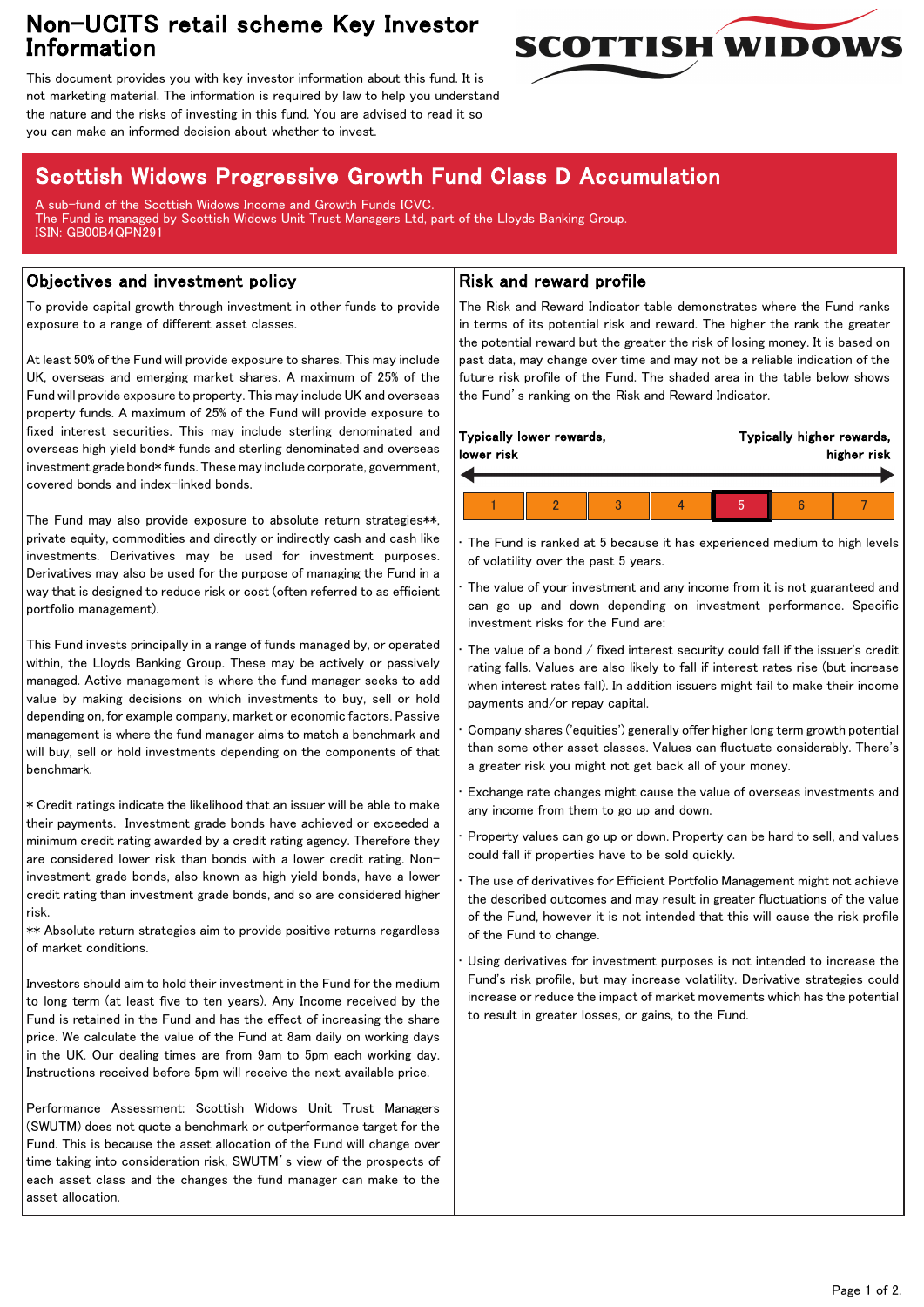# Non-UCITS retail scheme Key Investor Information

This document provides you with key investor information about this fund. It is not marketing material. The information is required by law to help you understand the nature and the risks of investing in this fund. You are advised to read it so you can make an informed decision about whether to invest.

## Scottish Widows Progressive Growth Fund Class D Accumulation

A sub-fund of the Scottish Widows Income and Growth Funds ICVC.
The Fund is managed by Scottish Widows Unit Trust Managers Ltd, part of the Lloyds Banking Group.
ISIN: GB00B4QPN291

## Objectives and investment policy

To provide capital growth through investment in other funds to provide exposure to a range of different asset classes.

At least 50% of the Fund will provide exposure to shares. This may include UK, overseas and emerging market shares. A maximum of 25% of the Fund will provide exposure to property. This may include UK and overseas property funds. A maximum of 25% of the Fund will provide exposure to fixed interest securities. This may include sterling denominated and overseas high yield bond* funds and sterling denominated and overseas investment grade bond* funds. These may include corporate, government, covered bonds and index-linked bonds.

The Fund may also provide exposure to absolute return strategies**, private equity, commodities and directly or indirectly cash and cash like investments. Derivatives may be used for investment purposes. Derivatives may also be used for the purpose of managing the Fund in a way that is designed to reduce risk or cost (often referred to as efficient portfolio management).

This Fund invests principally in a range of funds managed by, or operated within, the Lloyds Banking Group. These may be actively or passively managed. Active management is where the fund manager seeks to add value by making decisions on which investments to buy, sell or hold depending on, for example company, market or economic factors. Passive management is where the fund manager aims to match a benchmark and will buy, sell or hold investments depending on the components of that benchmark.

* Credit ratings indicate the likelihood that an issuer will be able to make their payments. Investment grade bonds have achieved or exceeded a minimum credit rating awarded by a credit rating agency. Therefore they are considered lower risk than bonds with a lower credit rating. Non-investment grade bonds, also known as high yield bonds, have a lower credit rating than investment grade bonds, and so are considered higher risk.
** Absolute return strategies aim to provide positive returns regardless of market conditions.

Investors should aim to hold their investment in the Fund for the medium to long term (at least five to ten years). Any Income received by the Fund is retained in the Fund and has the effect of increasing the share price. We calculate the value of the Fund at 8am daily on working days in the UK. Our dealing times are from 9am to 5pm each working day. Instructions received before 5pm will receive the next available price.

Performance Assessment: Scottish Widows Unit Trust Managers (SWUTM) does not quote a benchmark or outperformance target for the Fund. This is because the asset allocation of the Fund will change over time taking into consideration risk, SWUTM's view of the prospects of each asset class and the changes the fund manager can make to the asset allocation.

## Risk and reward profile

The Risk and Reward Indicator table demonstrates where the Fund ranks in terms of its potential risk and reward. The higher the rank the greater the potential reward but the greater the risk of losing money. It is based on past data, may change over time and may not be a reliable indication of the future risk profile of the Fund. The shaded area in the table below shows the Fund's ranking on the Risk and Reward Indicator.

**Typically lower rewards, lower risk** ← → **Typically higher rewards, higher risk**

| 1 | 2 | 3 | 4 | **5** | 6 | 7 |
|---|---|---|---|---|---|---|

- The Fund is ranked at 5 because it has experienced medium to high levels of volatility over the past 5 years.
- The value of your investment and any income from it is not guaranteed and can go up and down depending on investment performance. Specific investment risks for the Fund are:
- The value of a bond / fixed interest security could fall if the issuer's credit rating falls. Values are also likely to fall if interest rates rise (but increase when interest rates fall). In addition issuers might fail to make their income payments and/or repay capital.
- Company shares ('equities') generally offer higher long term growth potential than some other asset classes. Values can fluctuate considerably. There's a greater risk you might not get back all of your money.
- Exchange rate changes might cause the value of overseas investments and any income from them to go up and down.
- Property values can go up or down. Property can be hard to sell, and values could fall if properties have to be sold quickly.
- The use of derivatives for Efficient Portfolio Management might not achieve the described outcomes and may result in greater fluctuations of the value of the Fund, however it is not intended that this will cause the risk profile of the Fund to change.
- Using derivatives for investment purposes is not intended to increase the Fund's risk profile, but may increase volatility. Derivative strategies could increase or reduce the impact of market movements which has the potential to result in greater losses, or gains, to the Fund.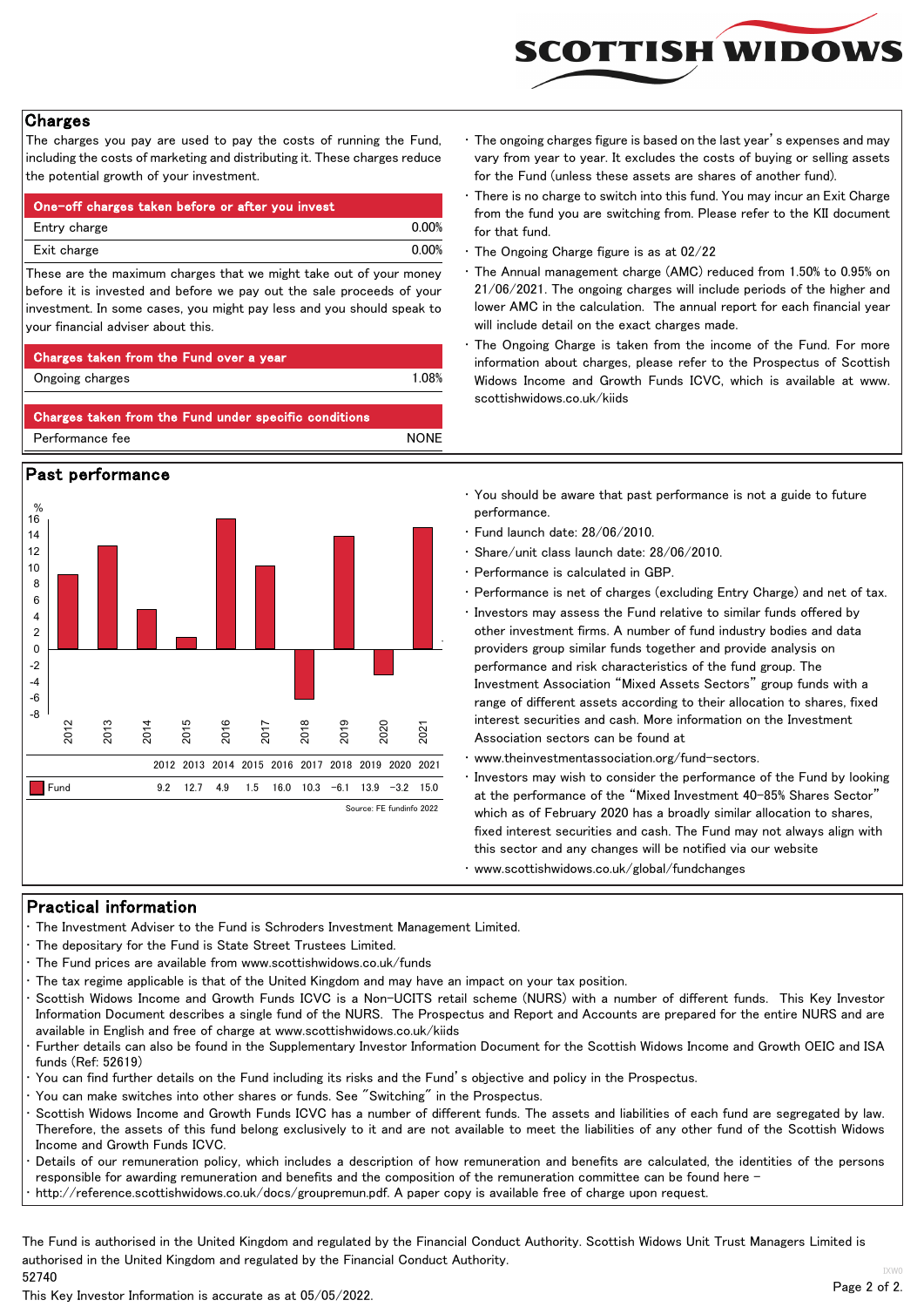## Charges

The charges you pay are used to pay the costs of running the Fund, including the costs of marketing and distributing it. These charges reduce the potential growth of your investment.

| One-off charges taken before or after you invest | |
|---|---|
| Entry charge | 0.00% |
| Exit charge | 0.00% |

These are the maximum charges that we might take out of your money before it is invested and before we pay out the sale proceeds of your investment. In some cases, you might pay less and you should speak to your financial adviser about this.

| Charges taken from the Fund over a year | |
|---|---|
| Ongoing charges | 1.08% |

| Charges taken from the Fund under specific conditions | |
|---|---|
| Performance fee | NONE |

- The ongoing charges figure is based on the last year's expenses and may vary from year to year. It excludes the costs of buying or selling assets for the Fund (unless these assets are shares of another fund).
- There is no charge to switch into this fund. You may incur an Exit Charge from the fund you are switching from. Please refer to the KII document for that fund.
- The Ongoing Charge figure is as at 02/22
- The Annual management charge (AMC) reduced from 1.50% to 0.95% on 21/06/2021. The ongoing charges will include periods of the higher and lower AMC in the calculation. The annual report for each financial year will include detail on the exact charges made.
- The Ongoing Charge is taken from the income of the Fund. For more information about charges, please refer to the Prospectus of Scottish Widows Income and Growth Funds ICVC, which is available at www.scottishwidows.co.uk/kiids

## Past performance

%
16
14
12
10
8
6
4
2
0
-2
-4
-6
-8

2012 2013 2014 2015 2016 2017 2018 2019 2020 2021

| | 2012 | 2013 | 2014 | 2015 | 2016 | 2017 | 2018 | 2019 | 2020 | 2021 |
|---|---|---|---|---|---|---|---|---|---|---|
| Fund | 9.2 | 12.7 | 4.9 | 1.5 | 16.0 | 10.3 | −6.1 | 13.9 | −3.2 | 15.0 |

Source: FE fundinfo 2022

- You should be aware that past performance is not a guide to future performance.
- Fund launch date: 28/06/2010.
- Share/unit class launch date: 28/06/2010.
- Performance is calculated in GBP.
- Performance is net of charges (excluding Entry Charge) and net of tax.
- Investors may assess the Fund relative to similar funds offered by other investment firms. A number of fund industry bodies and data providers group similar funds together and provide analysis on performance and risk characteristics of the fund group. The Investment Association "Mixed Assets Sectors" group funds with a range of different assets according to their allocation to shares, fixed interest securities and cash. More information on the Investment Association sectors can be found at
- www.theinvestmentassociation.org/fund-sectors.
- Investors may wish to consider the performance of the Fund by looking at the performance of the "Mixed Investment 40-85% Shares Sector" which as of February 2020 has a broadly similar allocation to shares, fixed interest securities and cash. The Fund may not always align with this sector and any changes will be notified via our website
- www.scottishwidows.co.uk/global/fundchanges

## Practical information

- The Investment Adviser to the Fund is Schroders Investment Management Limited.
- The depositary for the Fund is State Street Trustees Limited.
- The Fund prices are available from www.scottishwidows.co.uk/funds
- The tax regime applicable is that of the United Kingdom and may have an impact on your tax position.
- Scottish Widows Income and Growth Funds ICVC is a Non-UCITS retail scheme (NURS) with a number of different funds. This Key Investor Information Document describes a single fund of the NURS. The Prospectus and Report and Accounts are prepared for the entire NURS and are available in English and free of charge at www.scottishwidows.co.uk/kiids
- Further details can also be found in the Supplementary Investor Information Document for the Scottish Widows Income and Growth OEIC and ISA funds (Ref: 52619)
- You can find further details on the Fund including its risks and the Fund's objective and policy in the Prospectus.
- You can make switches into other shares or funds. See "Switching" in the Prospectus.
- Scottish Widows Income and Growth Funds ICVC has a number of different funds. The assets and liabilities of each fund are segregated by law. Therefore, the assets of this fund belong exclusively to it and are not available to meet the liabilities of any other fund of the Scottish Widows Income and Growth Funds ICVC.
- Details of our remuneration policy, which includes a description of how remuneration and benefits are calculated, the identities of the persons responsible for awarding remuneration and benefits and the composition of the remuneration committee can be found here –
- http://reference.scottishwidows.co.uk/docs/groupremun.pdf. A paper copy is available free of charge upon request.

The Fund is authorised in the United Kingdom and regulated by the Financial Conduct Authority. Scottish Widows Unit Trust Managers Limited is authorised in the United Kingdom and regulated by the Financial Conduct Authority.
52740
This Key Investor Information is accurate as at 05/05/2022.